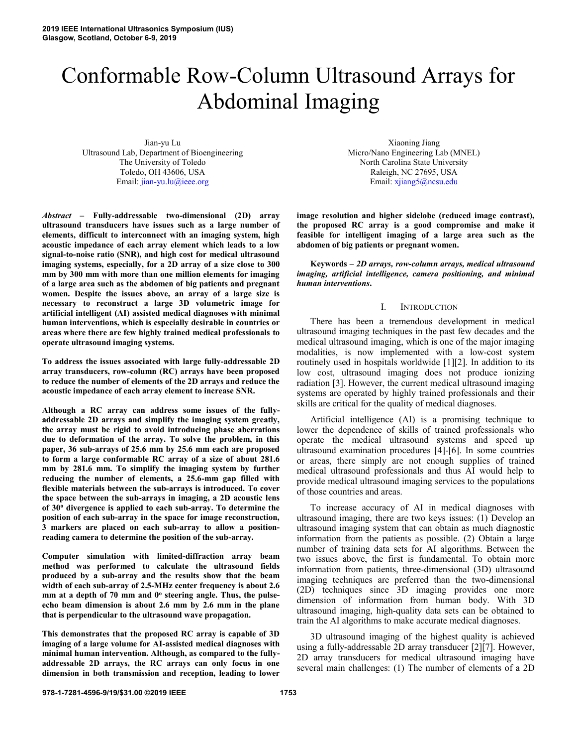# Conformable Row-Column Ultrasound Arrays for Abdominal Imaging

Jian-yu Lu
Ultrasound Lab, Department of Bioengineering
The University of Toledo
Toledo, OH 43606, USA
Email: jian-yu.lu@ieee.org

Xiaoning Jiang
Micro/Nano Engineering Lab (MNEL)
North Carolina State University
Raleigh, NC 27695, USA
Email: xjiang5@ncsu.edu

***Abstract* – Fully-addressable two-dimensional (2D) array ultrasound transducers have issues such as a large number of elements, difficult to interconnect with an imaging system, high acoustic impedance of each array element which leads to a low signal-to-noise ratio (SNR), and high cost for medical ultrasound imaging systems, especially, for a 2D array of a size close to 300 mm by 300 mm with more than one million elements for imaging of a large area such as the abdomen of big patients and pregnant women. Despite the issues above, an array of a large size is necessary to reconstruct a large 3D volumetric image for artificial intelligent (AI) assisted medical diagnoses with minimal human interventions, which is especially desirable in countries or areas where there are few highly trained medical professionals to operate ultrasound imaging systems.**

**To address the issues associated with large fully-addressable 2D array transducers, row-column (RC) arrays have been proposed to reduce the number of elements of the 2D arrays and reduce the acoustic impedance of each array element to increase SNR.**

**Although a RC array can address some issues of the fully-addressable 2D arrays and simplify the imaging system greatly, the array must be rigid to avoid introducing phase aberrations due to deformation of the array. To solve the problem, in this paper, 36 sub-arrays of 25.6 mm by 25.6 mm each are proposed to form a large conformable RC array of a size of about 281.6 mm by 281.6 mm. To simplify the imaging system by further reducing the number of elements, a 25.6-mm gap filled with flexible materials between the sub-arrays is introduced. To cover the space between the sub-arrays in imaging, a 2D acoustic lens of 30º divergence is applied to each sub-array. To determine the position of each sub-array in the space for image reconstruction, 3 markers are placed on each sub-array to allow a position-reading camera to determine the position of the sub-array.**

**Computer simulation with limited-diffraction array beam method was performed to calculate the ultrasound fields produced by a sub-array and the results show that the beam width of each sub-array of 2.5-MHz center frequency is about 2.6 mm at a depth of 70 mm and 0º steering angle. Thus, the pulse-echo beam dimension is about 2.6 mm by 2.6 mm in the plane that is perpendicular to the ultrasound wave propagation.**

**This demonstrates that the proposed RC array is capable of 3D imaging of a large volume for AI-assisted medical diagnoses with minimal human intervention. Although, as compared to the fully-addressable 2D arrays, the RC arrays can only focus in one dimension in both transmission and reception, leading to lower image resolution and higher sidelobe (reduced image contrast), the proposed RC array is a good compromise and make it feasible for intelligent imaging of a large area such as the abdomen of big patients or pregnant women.**

**Keywords –** ***2D arrays, row-column arrays, medical ultrasound imaging, artificial intelligence, camera positioning, and minimal human interventions.***

## I. Introduction

There has been a tremendous development in medical ultrasound imaging techniques in the past few decades and the medical ultrasound imaging, which is one of the major imaging modalities, is now implemented with a low-cost system routinely used in hospitals worldwide [1][2]. In addition to its low cost, ultrasound imaging does not produce ionizing radiation [3]. However, the current medical ultrasound imaging systems are operated by highly trained professionals and their skills are critical for the quality of medical diagnoses.

Artificial intelligence (AI) is a promising technique to lower the dependence of skills of trained professionals who operate the medical ultrasound systems and speed up ultrasound examination procedures [4]-[6]. In some countries or areas, there simply are not enough supplies of trained medical ultrasound professionals and thus AI would help to provide medical ultrasound imaging services to the populations of those countries and areas.

To increase accuracy of AI in medical diagnoses with ultrasound imaging, there are two keys issues: (1) Develop an ultrasound imaging system that can obtain as much diagnostic information from the patients as possible. (2) Obtain a large number of training data sets for AI algorithms. Between the two issues above, the first is fundamental. To obtain more information from patients, three-dimensional (3D) ultrasound imaging techniques are preferred than the two-dimensional (2D) techniques since 3D imaging provides one more dimension of information from human body. With 3D ultrasound imaging, high-quality data sets can be obtained to train the AI algorithms to make accurate medical diagnoses.

3D ultrasound imaging of the highest quality is achieved using a fully-addressable 2D array transducer [2][7]. However, 2D array transducers for medical ultrasound imaging have several main challenges: (1) The number of elements of a 2D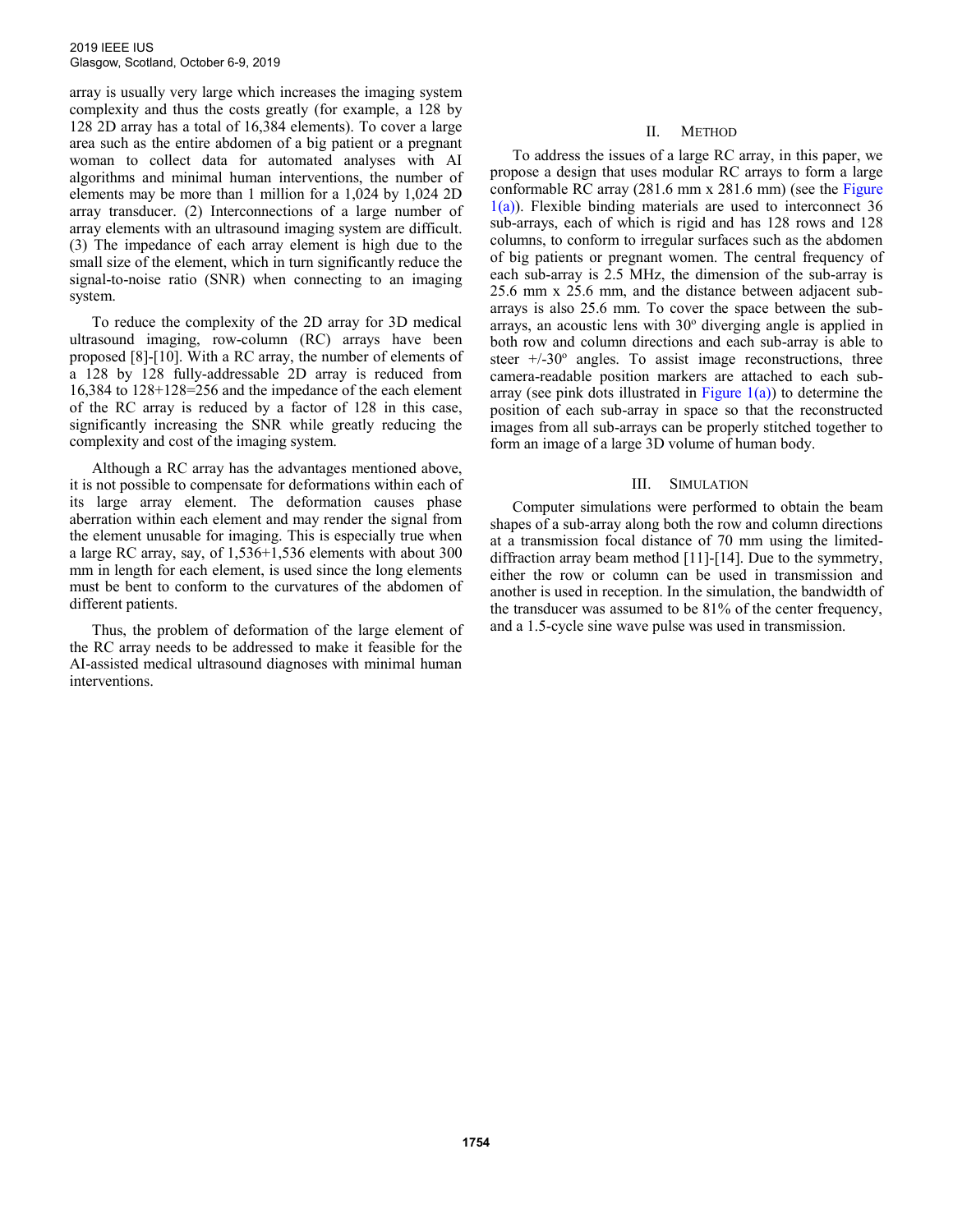array is usually very large which increases the imaging system complexity and thus the costs greatly (for example, a 128 by 128 2D array has a total of 16,384 elements). To cover a large area such as the entire abdomen of a big patient or a pregnant woman to collect data for automated analyses with AI algorithms and minimal human interventions, the number of elements may be more than 1 million for a 1,024 by 1,024 2D array transducer. (2) Interconnections of a large number of array elements with an ultrasound imaging system are difficult. (3) The impedance of each array element is high due to the small size of the element, which in turn significantly reduce the signal-to-noise ratio (SNR) when connecting to an imaging system.

To reduce the complexity of the 2D array for 3D medical ultrasound imaging, row-column (RC) arrays have been proposed [8]-[10]. With a RC array, the number of elements of a 128 by 128 fully-addressable 2D array is reduced from 16,384 to 128+128=256 and the impedance of the each element of the RC array is reduced by a factor of 128 in this case, significantly increasing the SNR while greatly reducing the complexity and cost of the imaging system.

Although a RC array has the advantages mentioned above, it is not possible to compensate for deformations within each of its large array element. The deformation causes phase aberration within each element and may render the signal from the element unusable for imaging. This is especially true when a large RC array, say, of 1,536+1,536 elements with about 300 mm in length for each element, is used since the long elements must be bent to conform to the curvatures of the abdomen of different patients.

Thus, the problem of deformation of the large element of the RC array needs to be addressed to make it feasible for the AI-assisted medical ultrasound diagnoses with minimal human interventions.

## II. Method

To address the issues of a large RC array, in this paper, we propose a design that uses modular RC arrays to form a large conformable RC array (281.6 mm x 281.6 mm) (see the Figure 1(a)). Flexible binding materials are used to interconnect 36 sub-arrays, each of which is rigid and has 128 rows and 128 columns, to conform to irregular surfaces such as the abdomen of big patients or pregnant women. The central frequency of each sub-array is 2.5 MHz, the dimension of the sub-array is 25.6 mm x 25.6 mm, and the distance between adjacent sub-arrays is also 25.6 mm. To cover the space between the sub-arrays, an acoustic lens with 30º diverging angle is applied in both row and column directions and each sub-array is able to steer +/-30º angles. To assist image reconstructions, three camera-readable position markers are attached to each sub-array (see pink dots illustrated in Figure 1(a)) to determine the position of each sub-array in space so that the reconstructed images from all sub-arrays can be properly stitched together to form an image of a large 3D volume of human body.

## III. Simulation

Computer simulations were performed to obtain the beam shapes of a sub-array along both the row and column directions at a transmission focal distance of 70 mm using the limited-diffraction array beam method [11]-[14]. Due to the symmetry, either the row or column can be used in transmission and another is used in reception. In the simulation, the bandwidth of the transducer was assumed to be 81% of the center frequency, and a 1.5-cycle sine wave pulse was used in transmission.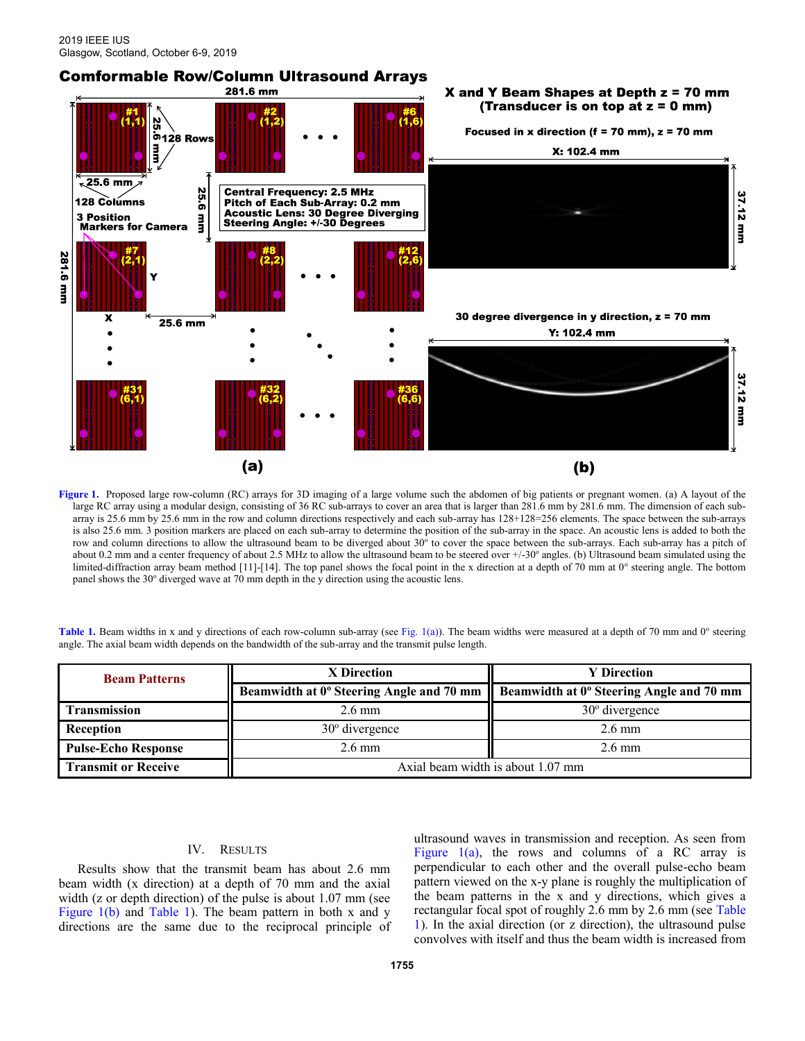## Comformable Row/Column Ultrasound Arrays

Figure 1. Proposed large row-column (RC) arrays for 3D imaging of a large volume such the abdomen of big patients or pregnant women. (a) A layout of the large RC array using a modular design, consisting of 36 RC sub-arrays to cover an area that is larger than 281.6 mm by 281.6 mm. The dimension of each sub-array is 25.6 mm by 25.6 mm in the row and column directions respectively and each sub-array has 128+128=256 elements. The space between the sub-arrays is also 25.6 mm. 3 position markers are placed on each sub-array to determine the position of the sub-array in the space. An acoustic lens is added to both the row and column directions to allow the ultrasound beam to be diverged about 30° to cover the space between the sub-arrays. Each sub-array has a pitch of about 0.2 mm and a center frequency of about 2.5 MHz to allow the ultrasound beam to be steered over +/-30° angles. (b) Ultrasound beam simulated using the limited-diffraction array beam method [11]-[14]. The top panel shows the focal point in the x direction at a depth of 70 mm at 0° steering angle. The bottom panel shows the 30° diverged wave at 70 mm depth in the y direction using the acoustic lens.

Table 1. Beam widths in x and y directions of each row-column sub-array (see Fig. 1(a)). The beam widths were measured at a depth of 70 mm and 0° steering angle. The axial beam width depends on the bandwidth of the sub-array and the transmit pulse length.

| Beam Patterns | X Direction | Y Direction |
|---|---|---|
| | Beamwidth at 0° Steering Angle and 70 mm | Beamwidth at 0° Steering Angle and 70 mm |
| **Transmission** | 2.6 mm | 30° divergence |
| **Reception** | 30° divergence | 2.6 mm |
| **Pulse-Echo Response** | 2.6 mm | 2.6 mm |
| **Transmit or Receive** | Axial beam width is about 1.07 mm | |

## IV. Results

Results show that the transmit beam has about 2.6 mm beam width (x direction) at a depth of 70 mm and the axial width (z or depth direction) of the pulse is about 1.07 mm (see Figure 1(b) and Table 1). The beam pattern in both x and y directions are the same due to the reciprocal principle of ultrasound waves in transmission and reception. As seen from Figure 1(a), the rows and columns of a RC array is perpendicular to each other and the overall pulse-echo beam pattern viewed on the x-y plane is roughly the multiplication of the beam patterns in the x and y directions, which gives a rectangular focal spot of roughly 2.6 mm by 2.6 mm (see Table 1). In the axial direction (or z direction), the ultrasound pulse convolves with itself and thus the beam width is increased from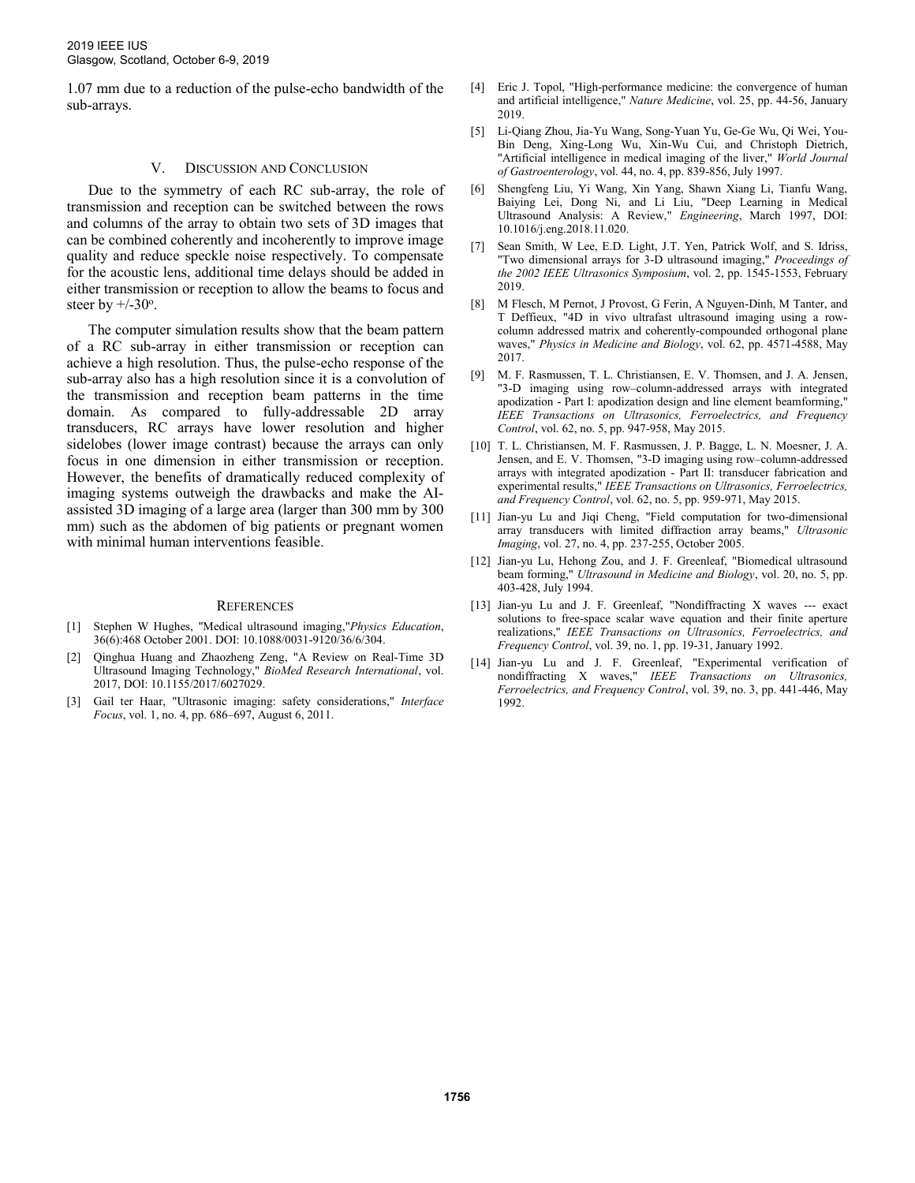1.07 mm due to a reduction of the pulse-echo bandwidth of the sub-arrays.

## V. Discussion and Conclusion

Due to the symmetry of each RC sub-array, the role of transmission and reception can be switched between the rows and columns of the array to obtain two sets of 3D images that can be combined coherently and incoherently to improve image quality and reduce speckle noise respectively. To compensate for the acoustic lens, additional time delays should be added in either transmission or reception to allow the beams to focus and steer by $+/-30^o$.

The computer simulation results show that the beam pattern of a RC sub-array in either transmission or reception can achieve a high resolution. Thus, the pulse-echo response of the sub-array also has a high resolution since it is a convolution of the transmission and reception beam patterns in the time domain. As compared to fully-addressable 2D array transducers, RC arrays have lower resolution and higher sidelobes (lower image contrast) because the arrays can only focus in one dimension in either transmission or reception. However, the benefits of dramatically reduced complexity of imaging systems outweigh the drawbacks and make the AI-assisted 3D imaging of a large area (larger than 300 mm by 300 mm) such as the abdomen of big patients or pregnant women with minimal human interventions feasible.

## References

[1] Stephen W Hughes, "Medical ultrasound imaging,"*Physics Education*, 36(6):468 October 2001. DOI: 10.1088/0031-9120/36/6/304.

[2] Qinghua Huang and Zhaozheng Zeng, "A Review on Real-Time 3D Ultrasound Imaging Technology," *BioMed Research International*, vol. 2017, DOI: 10.1155/2017/6027029.

[3] Gail ter Haar, "Ultrasonic imaging: safety considerations," *Interface Focus*, vol. 1, no. 4, pp. 686–697, August 6, 2011.

[4] Eric J. Topol, "High-performance medicine: the convergence of human and artificial intelligence," *Nature Medicine*, vol. 25, pp. 44-56, January 2019.

[5] Li-Qiang Zhou, Jia-Yu Wang, Song-Yuan Yu, Ge-Ge Wu, Qi Wei, You-Bin Deng, Xing-Long Wu, Xin-Wu Cui, and Christoph Dietrich, "Artificial intelligence in medical imaging of the liver," *World Journal of Gastroenterology*, vol. 44, no. 4, pp. 839-856, July 1997.

[6] Shengfeng Liu, Yi Wang, Xin Yang, Shawn Xiang Li, Tianfu Wang, Baiying Lei, Dong Ni, and Li Liu, "Deep Learning in Medical Ultrasound Analysis: A Review," *Engineering*, March 1997, DOI: 10.1016/j.eng.2018.11.020.

[7] Sean Smith, W Lee, E.D. Light, J.T. Yen, Patrick Wolf, and S. Idriss, "Two dimensional arrays for 3-D ultrasound imaging," *Proceedings of the 2002 IEEE Ultrasonics Symposium*, vol. 2, pp. 1545-1553, February 2019.

[8] M Flesch, M Pernot, J Provost, G Ferin, A Nguyen-Dinh, M Tanter, and T Deffieux, "4D in vivo ultrafast ultrasound imaging using a row-column addressed matrix and coherently-compounded orthogonal plane waves," *Physics in Medicine and Biology*, vol. 62, pp. 4571-4588, May 2017.

[9] M. F. Rasmussen, T. L. Christiansen, E. V. Thomsen, and J. A. Jensen, "3-D imaging using row–column-addressed arrays with integrated apodization - Part I: apodization design and line element beamforming," *IEEE Transactions on Ultrasonics, Ferroelectrics, and Frequency Control*, vol. 62, no. 5, pp. 947-958, May 2015.

[10] T. L. Christiansen, M. F. Rasmussen, J. P. Bagge, L. N. Moesner, J. A. Jensen, and E. V. Thomsen, "3-D imaging using row–column-addressed arrays with integrated apodization - Part II: transducer fabrication and experimental results," *IEEE Transactions on Ultrasonics, Ferroelectrics, and Frequency Control*, vol. 62, no. 5, pp. 959-971, May 2015.

[11] Jian-yu Lu and Jiqi Cheng, "Field computation for two-dimensional array transducers with limited diffraction array beams," *Ultrasonic Imaging*, vol. 27, no. 4, pp. 237-255, October 2005.

[12] Jian-yu Lu, Hehong Zou, and J. F. Greenleaf, "Biomedical ultrasound beam forming," *Ultrasound in Medicine and Biology*, vol. 20, no. 5, pp. 403-428, July 1994.

[13] Jian-yu Lu and J. F. Greenleaf, "Nondiffracting X waves --- exact solutions to free-space scalar wave equation and their finite aperture realizations," *IEEE Transactions on Ultrasonics, Ferroelectrics, and Frequency Control*, vol. 39, no. 1, pp. 19-31, January 1992.

[14] Jian-yu Lu and J. F. Greenleaf, "Experimental verification of nondiffracting X waves," *IEEE Transactions on Ultrasonics, Ferroelectrics, and Frequency Control*, vol. 39, no. 3, pp. 441-446, May 1992.